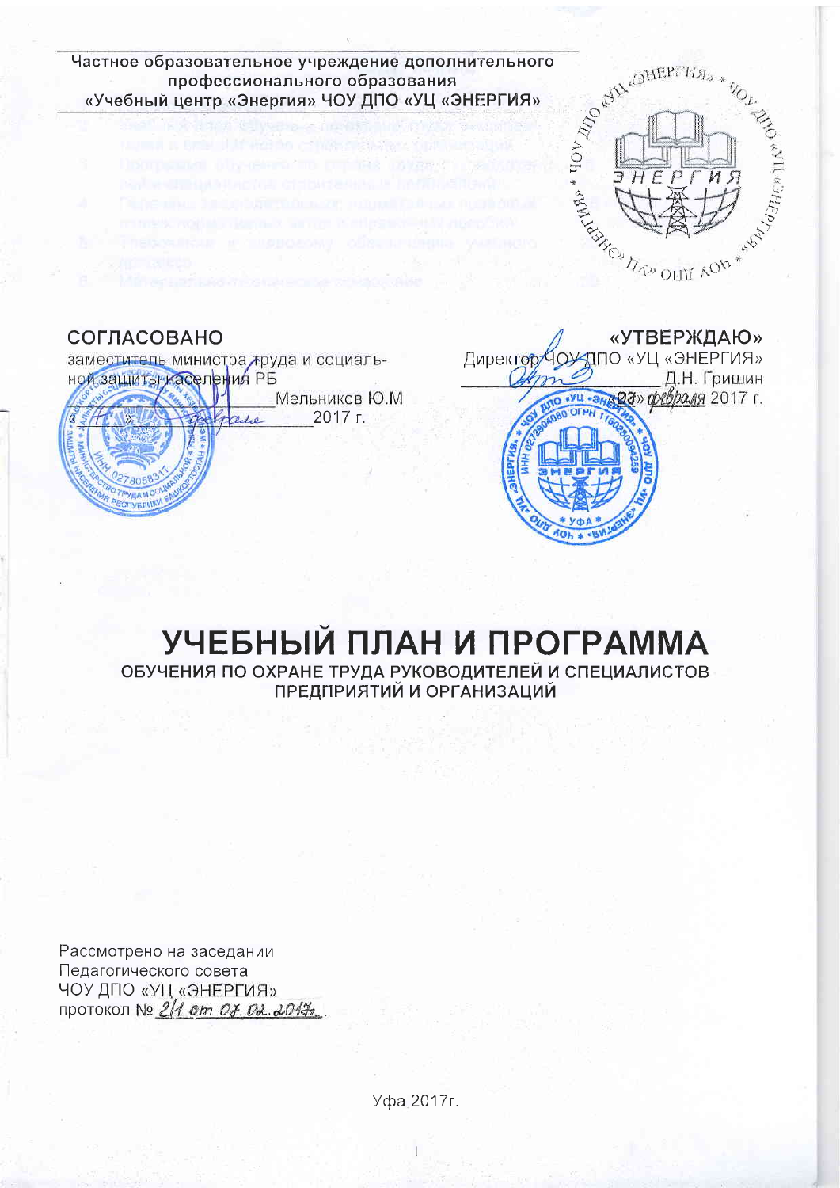Частное образовательное учреждение дополнительного профессионального образования
«Учебный центр «Энергия» ЧОУ ДПО «УЦ «ЭНЕРГИЯ»

СОГЛАСОВАНО

заместитель министра труда и социальной защиты населения РБ

_______________ Мельников Ю.М

«___» ___________ 2017 г.

«УТВЕРЖДАЮ»

Директор ЧОУ ДПО «УЦ «ЭНЕРГИЯ»

_______________ Д.Н. Гришин

«23» февраля 2017 г.

# УЧЕБНЫЙ ПЛАН И ПРОГРАММА

## ОБУЧЕНИЯ ПО ОХРАНЕ ТРУДА РУКОВОДИТЕЛЕЙ И СПЕЦИАЛИСТОВ ПРЕДПРИЯТИЙ И ОРГАНИЗАЦИЙ

Рассмотрено на заседании
Педагогического совета
ЧОУ ДПО «УЦ «ЭНЕРГИЯ»
протокол № 2/1 от 07.02.2017г.

Уфа 2017г.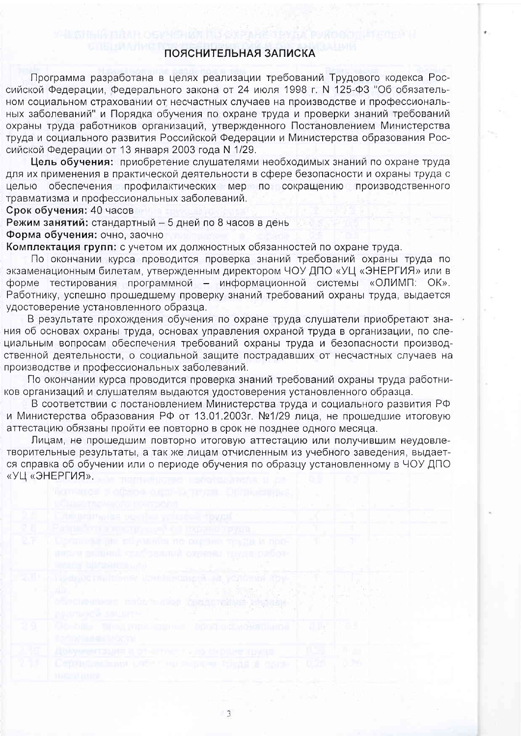## ПОЯСНИТЕЛЬНАЯ ЗАПИСКА

Программа разработана в целях реализации требований Трудового кодекса Российской Федерации, Федерального закона от 24 июля 1998 г. N 125-ФЗ "Об обязательном социальном страховании от несчастных случаев на производстве и профессиональных заболеваний" и Порядка обучения по охране труда и проверки знаний требований охраны труда работников организаций, утвержденного Постановлением Министерства труда и социального развития Российской Федерации и Министерства образования Российской Федерации от 13 января 2003 года N 1/29.

**Цель обучения:** приобретение слушателями необходимых знаний по охране труда для их применения в практической деятельности в сфере безопасности и охраны труда с целью обеспечения профилактических мер по сокращению производственного травматизма и профессиональных заболеваний.

**Срок обучения:** 40 часов

**Режим занятий:** стандартный – 5 дней по 8 часов в день

**Форма обучения:** очно, заочно

**Комплектация групп:** с учетом их должностных обязанностей по охране труда.

По окончании курса проводится проверка знаний требований охраны труда по экзаменационным билетам, утвержденным директором ЧОУ ДПО «УЦ «ЭНЕРГИЯ» или в форме тестирования программной – информационной системы «ОЛИМП: ОК». Работнику, успешно прошедшему проверку знаний требований охраны труда, выдается удостоверение установленного образца.

В результате прохождения обучения по охране труда слушатели приобретают знания об основах охраны труда, основах управления охраной труда в организации, по специальным вопросам обеспечения требований охраны труда и безопасности производственной деятельности, о социальной защите пострадавших от несчастных случаев на производстве и профессиональных заболеваний.

По окончании курса проводится проверка знаний требований охраны труда работников организаций и слушателям выдаются удостоверения установленного образца.

В соответствии с постановлением Министерства труда и социального развития РФ и Министерства образования РФ от 13.01.2003г. №1/29 лица, не прошедшие итоговую аттестацию обязаны пройти ее повторно в срок не позднее одного месяца.

Лицам, не прошедшим повторно итоговую аттестацию или получившим неудовлетворительные результаты, а так же лицам отчисленным из учебного заведения, выдается справка об обучении или о периоде обучения по образцу установленному в ЧОУ ДПО «УЦ «ЭНЕРГИЯ».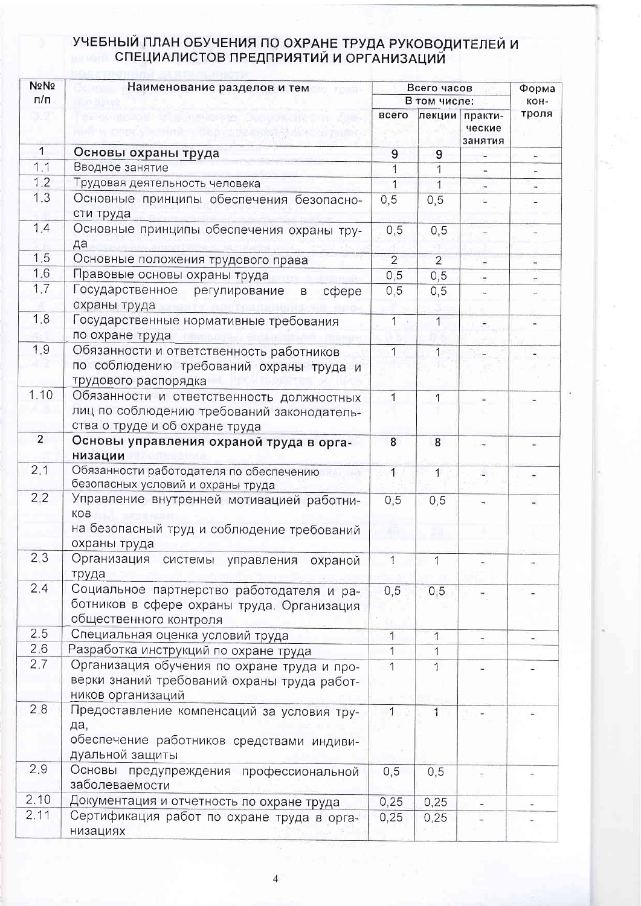# УЧЕБНЫЙ ПЛАН ОБУЧЕНИЯ ПО ОХРАНЕ ТРУДА РУКОВОДИТЕЛЕЙ И СПЕЦИАЛИСТОВ ПРЕДПРИЯТИЙ И ОРГАНИЗАЦИЙ

| №№ п/п | Наименование разделов и тем | Всего часов | | | Форма контроля |
|---|---|---|---|---|---|
| | | В том числе: | | | |
| | | всего | лекции | практические занятия | |
| 1 | **Основы охраны труда** | 9 | 9 | - | - |
| 1.1 | Вводное занятие | 1 | 1 | - | - |
| 1.2 | Трудовая деятельность человека | 1 | 1 | - | - |
| 1.3 | Основные принципы обеспечения безопасности труда | 0,5 | 0,5 | - | - |
| 1.4 | Основные принципы обеспечения охраны труда | 0,5 | 0,5 | - | - |
| 1.5 | Основные положения трудового права | 2 | 2 | - | - |
| 1.6 | Правовые основы охраны труда | 0,5 | 0,5 | - | - |
| 1.7 | Государственное регулирование в сфере охраны труда | 0,5 | 0,5 | - | - |
| 1.8 | Государственные нормативные требования по охране труда | 1 | 1 | - | - |
| 1.9 | Обязанности и ответственность работников по соблюдению требований охраны труда и трудового распорядка | 1 | 1 | - | - |
| 1.10 | Обязанности и ответственность должностных лиц по соблюдению требований законодательства о труде и об охране труда | 1 | 1 | - | - |
| 2 | **Основы управления охраной труда в организации** | 8 | 8 | - | - |
| 2.1 | Обязанности работодателя по обеспечению безопасных условий и охраны труда | 1 | 1 | - | - |
| 2.2 | Управление внутренней мотивацией работников на безопасный труд и соблюдение требований охраны труда | 0,5 | 0,5 | - | - |
| 2.3 | Организация системы управления охраной труда | 1 | 1 | - | - |
| 2.4 | Социальное партнерство работодателя и работников в сфере охраны труда. Организация общественного контроля | 0,5 | 0,5 | - | - |
| 2.5 | Специальная оценка условий труда | 1 | 1 | - | - |
| 2.6 | Разработка инструкций по охране труда | 1 | 1 | | |
| 2.7 | Организация обучения по охране труда и проверки знаний требований охраны труда работников организаций | 1 | 1 | - | - |
| 2.8 | Предоставление компенсаций за условия труда, обеспечение работников средствами индивидуальной защиты | 1 | 1 | - | - |
| 2.9 | Основы предупреждения профессиональной заболеваемости | 0,5 | 0,5 | - | - |
| 2.10 | Документация и отчетность по охране труда | 0,25 | 0,25 | - | - |
| 2.11 | Сертификация работ по охране труда в организациях | 0,25 | 0,25 | - | - |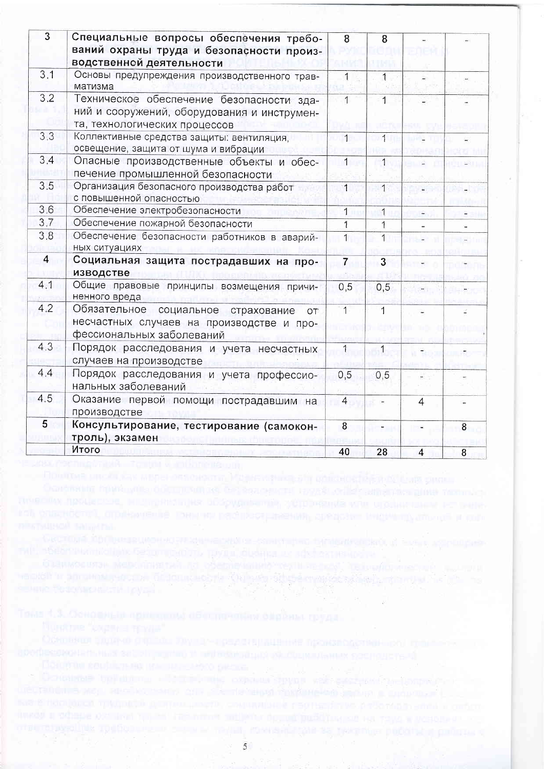| | | | | | |
|---|---|---|---|---|---|
| 3 | **Специальные вопросы обеспечения требований охраны труда и безопасности производственной деятельности** | 8 | 8 | - | - |
| 3.1 | Основы предупреждения производственного травматизма | 1 | 1 | - | - |
| 3.2 | Техническое обеспечение безопасности зданий и сооружений, оборудования и инструмента, технологических процессов | 1 | 1 | - | - |
| 3.3 | Коллективные средства защиты: вентиляция, освещение, защита от шума и вибрации | 1 | 1 | - | - |
| 3.4 | Опасные производственные объекты и обеспечение промышленной безопасности | 1 | 1 | - | - |
| 3.5 | Организация безопасного производства работ с повышенной опасностью | 1 | 1 | - | - |
| 3.6 | Обеспечение электробезопасности | 1 | 1 | - | - |
| 3.7 | Обеспечение пожарной безопасности | 1 | 1 | - | - |
| 3.8 | Обеспечение безопасности работников в аварийных ситуациях | 1 | 1 | - | - |
| 4 | **Социальная защита пострадавших на производстве** | 7 | 3 | | |
| 4.1 | Общие правовые принципы возмещения причиненного вреда | 0,5 | 0,5 | - | - |
| 4.2 | Обязательное социальное страхование от несчастных случаев на производстве и профессиональных заболеваний | 1 | 1 | - | - |
| 4.3 | Порядок расследования и учета несчастных случаев на производстве | 1 | 1 | - | - |
| 4.4 | Порядок расследования и учета профессиональных заболеваний | 0,5 | 0,5 | - | - |
| 4.5 | Оказание первой помощи пострадавшим на производстве | 4 | - | 4 | - |
| 5 | **Консультирование, тестирование (самоконтроль), экзамен** | 8 | - | - | 8 |
| | Итого | 40 | 28 | 4 | 8 |